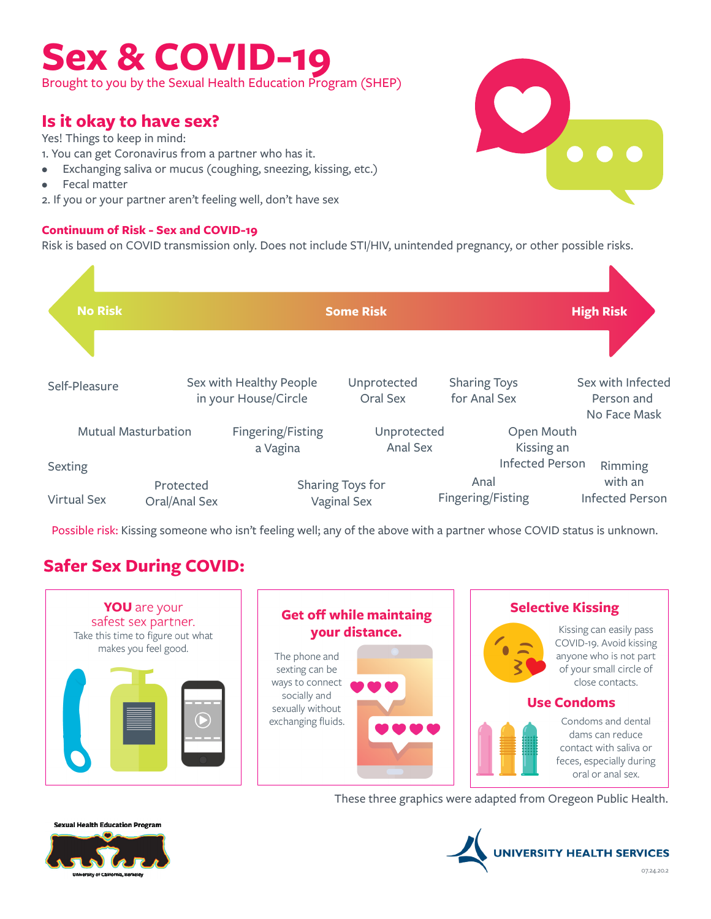# Sex & COVID-19

Brought to you by the Sexual Health Education Program (SHEP)

## Is it okay to have sex?

Yes! Things to keep in mind:

1. You can get Coronavirus from a partner who has it.
   - Exchanging saliva or mucus (coughing, sneezing, kissing, etc.)
   - Fecal matter
2. If you or your partner aren't feeling well, don't have sex

### Continuum of Risk - Sex and COVID-19

Risk is based on COVID transmission only. Does not include STI/HIV, unintended pregnancy, or other possible risks.

**No Risk** ← **Some Risk** → **High Risk**

Self-Pleasure

Mutual Masturbation

Sexting

Virtual Sex

Protected Oral/Anal Sex

Sex with Healthy People in your House/Circle

Fingering/Fisting a Vagina

Sharing Toys for Vaginal Sex

Unprotected Oral Sex

Unprotected Anal Sex

Sharing Toys for Anal Sex

Anal Fingering/Fisting

Open Mouth Kissing an Infected Person

Sex with Infected Person and No Face Mask

Rimming with an Infected Person

Possible risk: Kissing someone who isn't feeling well; any of the above with a partner whose COVID status is unknown.

## Safer Sex During COVID:

**YOU are your safest sex partner.**
Take this time to figure out what makes you feel good.

**Get off while maintaing your distance.**
The phone and sexting can be ways to connect socially and sexually without exchanging fluids.

**Selective Kissing**
Kissing can easily pass COVID-19. Avoid kissing anyone who is not part of your small circle of close contacts.

**Use Condoms**
Condoms and dental dams can reduce contact with saliva or feces, especially during oral or anal sex.

These three graphics were adapted from Oregeon Public Health.

Sexual Health Education Program
University of California, Berkeley

UNIVERSITY HEALTH SERVICES

07.24.20.2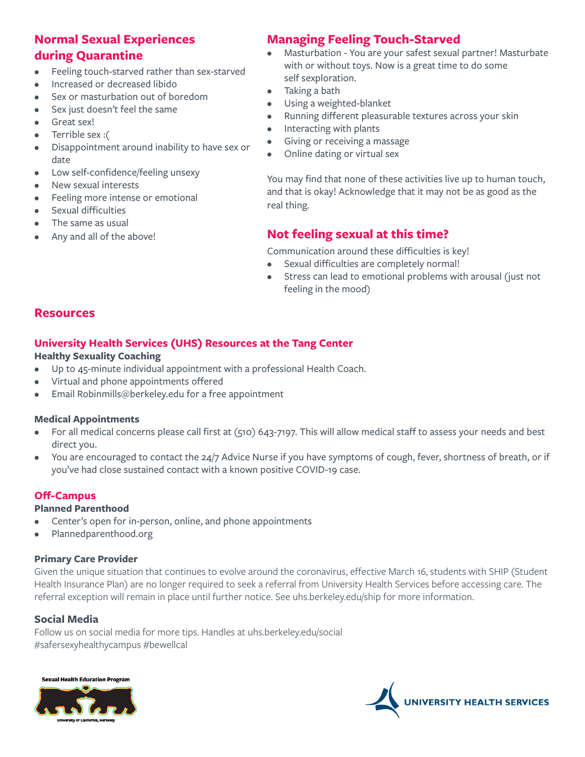## Normal Sexual Experiences during Quarantine

- Feeling touch-starved rather than sex-starved
- Increased or decreased libido
- Sex or masturbation out of boredom
- Sex just doesn't feel the same
- Great sex!
- Terrible sex :(
- Disappointment around inability to have sex or date
- Low self-confidence/feeling unsexy
- New sexual interests
- Feeling more intense or emotional
- Sexual difficulties
- The same as usual
- Any and all of the above!

## Managing Feeling Touch-Starved

- Masturbation - You are your safest sexual partner! Masturbate with or without toys. Now is a great time to do some self sexploration.
- Taking a bath
- Using a weighted-blanket
- Running different pleasurable textures across your skin
- Interacting with plants
- Giving or receiving a massage
- Online dating or virtual sex

You may find that none of these activities live up to human touch, and that is okay! Acknowledge that it may not be as good as the real thing.

## Not feeling sexual at this time?

Communication around these difficulties is key!

- Sexual difficulties are completely normal!
- Stress can lead to emotional problems with arousal (just not feeling in the mood)

## Resources

### University Health Services (UHS) Resources at the Tang Center

**Healthy Sexuality Coaching**

- Up to 45-minute individual appointment with a professional Health Coach.
- Virtual and phone appointments offered
- Email Robinmills@berkeley.edu for a free appointment

**Medical Appointments**

- For all medical concerns please call first at (510) 643-7197. This will allow medical staff to assess your needs and best direct you.
- You are encouraged to contact the 24/7 Advice Nurse if you have symptoms of cough, fever, shortness of breath, or if you've had close sustained contact with a known positive COVID-19 case.

### Off-Campus

**Planned Parenthood**

- Center's open for in-person, online, and phone appointments
- Plannedparenthood.org

**Primary Care Provider**

Given the unique situation that continues to evolve around the coronavirus, effective March 16, students with SHIP (Student Health Insurance Plan) are no longer required to seek a referral from University Health Services before accessing care. The referral exception will remain in place until further notice. See uhs.berkeley.edu/ship for more information.

**Social Media**

Follow us on social media for more tips. Handles at uhs.berkeley.edu/social
#safersexyhealthycampus #bewellcal

Sexual Health Education Program
University of California, Berkeley

UNIVERSITY HEALTH SERVICES